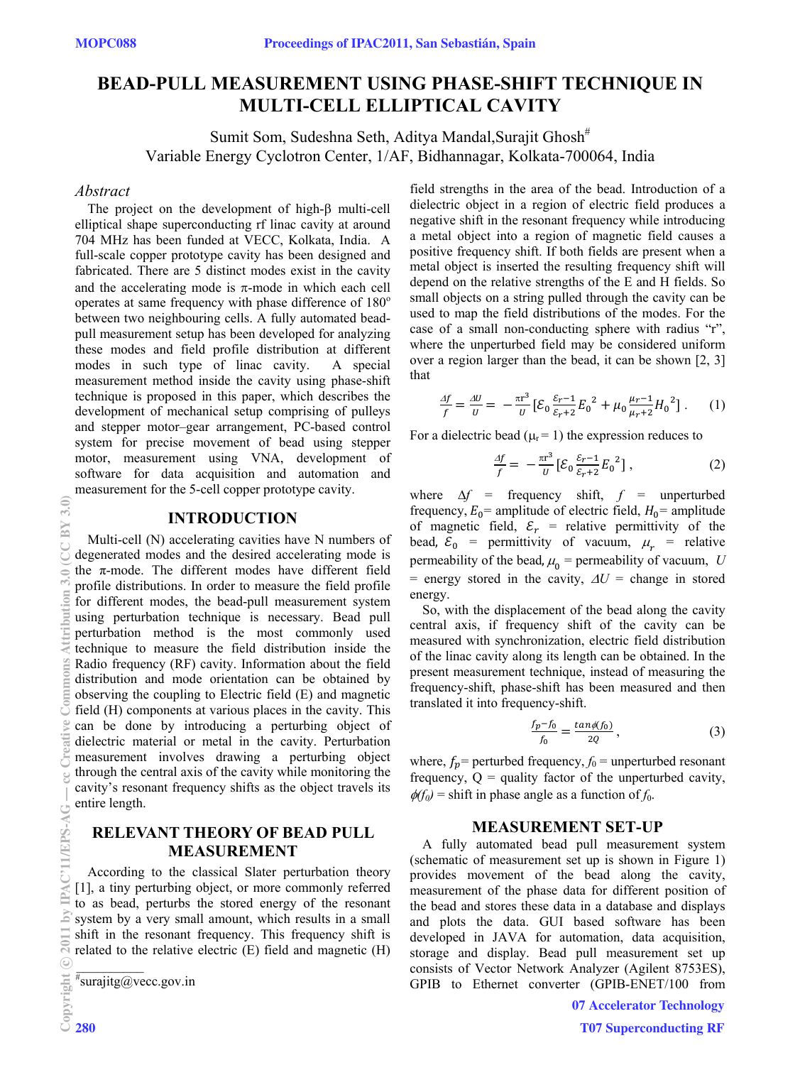# BEAD-PULL MEASUREMENT USING PHASE-SHIFT TECHNIQUE IN MULTI-CELL ELLIPTICAL CAVITY

Sumit Som, Sudeshna Seth, Aditya Mandal,Surajit Ghosh[#]
Variable Energy Cyclotron Center, 1/AF, Bidhannagar, Kolkata-700064, India

## *Abstract*

The project on the development of high-β multi-cell elliptical shape superconducting rf linac cavity at around 704 MHz has been funded at VECC, Kolkata, India. A full-scale copper prototype cavity has been designed and fabricated. There are 5 distinct modes exist in the cavity and the accelerating mode is π-mode in which each cell operates at same frequency with phase difference of 180º between two neighbouring cells. A fully automated bead-pull measurement setup has been developed for analyzing these modes and field profile distribution at different modes in such type of linac cavity. A special measurement method inside the cavity using phase-shift technique is proposed in this paper, which describes the development of mechanical setup comprising of pulleys and stepper motor–gear arrangement, PC-based control system for precise movement of bead using stepper motor, measurement using VNA, development of software for data acquisition and automation and measurement for the 5-cell copper prototype cavity.

## INTRODUCTION

Multi-cell (N) accelerating cavities have N numbers of degenerated modes and the desired accelerating mode is the π-mode. The different modes have different field profile distributions. In order to measure the field profile for different modes, the bead-pull measurement system using perturbation technique is necessary. Bead pull perturbation method is the most commonly used technique to measure the field distribution inside the Radio frequency (RF) cavity. Information about the field distribution and mode orientation can be obtained by observing the coupling to Electric field (E) and magnetic field (H) components at various places in the cavity. This can be done by introducing a perturbing object of dielectric material or metal in the cavity. Perturbation measurement involves drawing a perturbing object through the central axis of the cavity while monitoring the cavity's resonant frequency shifts as the object travels its entire length.

## RELEVANT THEORY OF BEAD PULL MEASUREMENT

According to the classical Slater perturbation theory [1], a tiny perturbing object, or more commonly referred to as bead, perturbs the stored energy of the resonant system by a very small amount, which results in a small shift in the resonant frequency. This frequency shift is related to the relative electric (E) field and magnetic (H) field strengths in the area of the bead. Introduction of a dielectric object in a region of electric field produces a negative shift in the resonant frequency while introducing a metal object into a region of magnetic field causes a positive frequency shift. If both fields are present when a metal object is inserted the resulting frequency shift will depend on the relative strengths of the E and H fields. So small objects on a string pulled through the cavity can be used to map the field distributions of the modes. For the case of a small non-conducting sphere with radius "r", where the unperturbed field may be considered uniform over a region larger than the bead, it can be shown [2, 3] that

$$\frac{\Delta f}{f} = \frac{\Delta U}{U} = -\frac{\pi r^3}{U}\left[\mathcal{E}_0 \frac{\mathcal{E}_r - 1}{\mathcal{E}_r + 2} {E_0}^2 + \mu_0 \frac{\mu_r - 1}{\mu_r + 2} {H_0}^2\right] . \quad (1)$$

For a dielectric bead ($\mu_r = 1$) the expression reduces to

$$\frac{\Delta f}{f} = -\frac{\pi r^3}{U}\left[\mathcal{E}_0 \frac{\mathcal{E}_r - 1}{\mathcal{E}_r + 2} {E_0}^2\right] , \quad (2)$$

where $\Delta f$ = frequency shift, $f$ = unperturbed frequency, $E_0$ = amplitude of electric field, $H_0$ = amplitude of magnetic field, $\mathcal{E}_r$ = relative permittivity of the bead, $\mathcal{E}_0$ = permittivity of vacuum, $\mu_r$ = relative permeability of the bead, $\mu_0$ = permeability of vacuum, $U$ = energy stored in the cavity, $\Delta U$ = change in stored energy.

So, with the displacement of the bead along the cavity central axis, if frequency shift of the cavity can be measured with synchronization, electric field distribution of the linac cavity along its length can be obtained. In the present measurement technique, instead of measuring the frequency-shift, phase-shift has been measured and then translated it into frequency-shift.

$$\frac{f_p - f_0}{f_0} = \frac{\tan\phi(f_0)}{2Q} , \quad (3)$$

where, $f_p$ = perturbed frequency, $f_0$ = unperturbed resonant frequency, Q = quality factor of the unperturbed cavity, $\phi(f_0)$ = shift in phase angle as a function of $f_0$.

## MEASUREMENT SET-UP

A fully automated bead pull measurement system (schematic of measurement set up is shown in Figure 1) provides movement of the bead along the cavity, measurement of the phase data for different position of the bead and stores these data in a database and displays and plots the data. GUI based software has been developed in JAVA for automation, data acquisition, storage and display. Bead pull measurement set up consists of Vector Network Analyzer (Agilent 8753ES), GPIB to Ethernet converter (GPIB-ENET/100 from

[#]surajitg@vecc.gov.in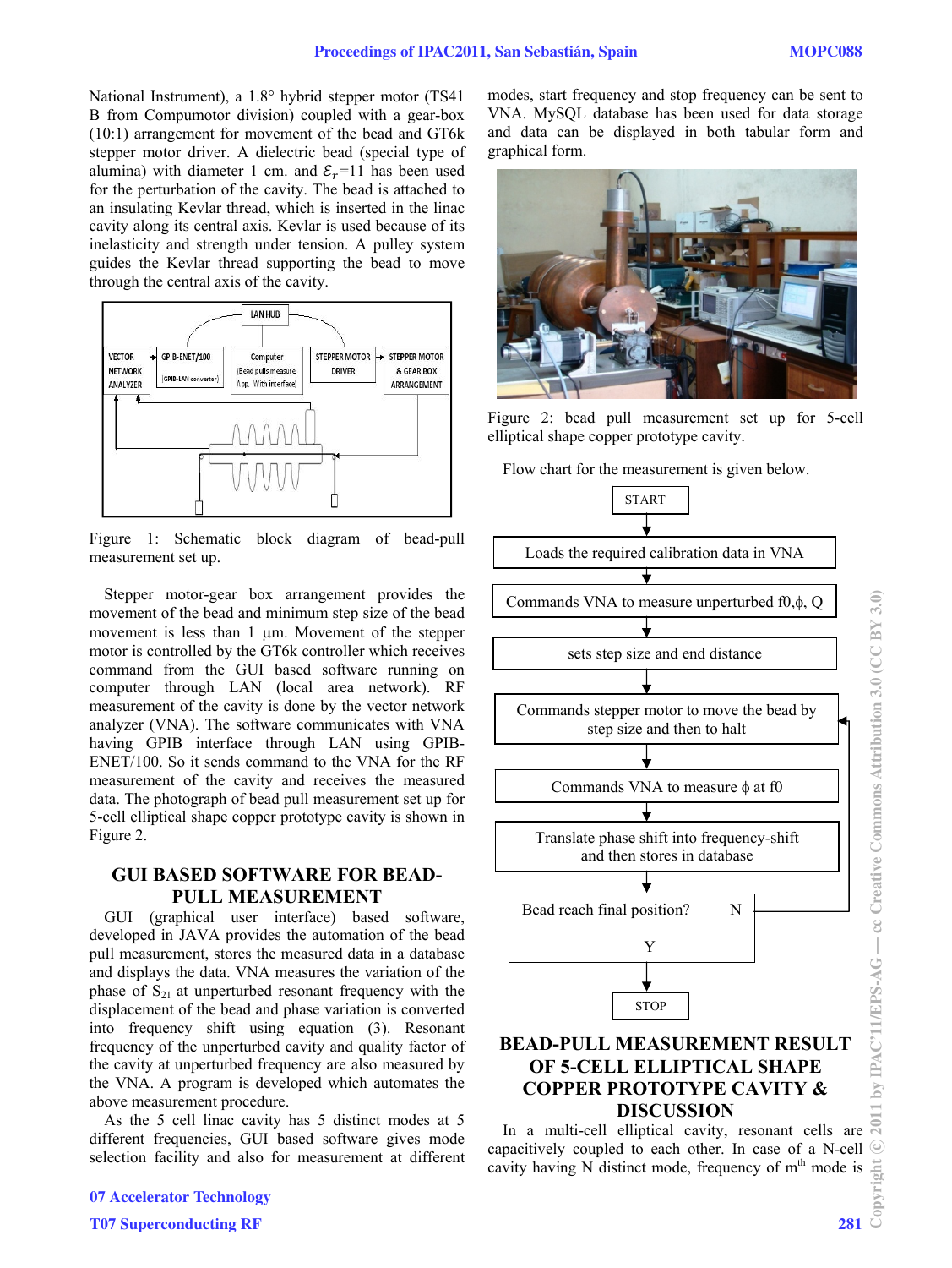National Instrument), a 1.8° hybrid stepper motor (TS41 B from Compumotor division) coupled with a gear-box (10:1) arrangement for movement of the bead and GT6k stepper motor driver. A dielectric bead (special type of alumina) with diameter 1 cm. and $\varepsilon_r$=11 has been used for the perturbation of the cavity. The bead is attached to an insulating Kevlar thread, which is inserted in the linac cavity along its central axis. Kevlar is used because of its inelasticity and strength under tension. A pulley system guides the Kevlar thread supporting the bead to move through the central axis of the cavity.

Figure 1: Schematic block diagram of bead-pull measurement set up.

Stepper motor-gear box arrangement provides the movement of the bead and minimum step size of the bead movement is less than 1 µm. Movement of the stepper motor is controlled by the GT6k controller which receives command from the GUI based software running on computer through LAN (local area network). RF measurement of the cavity is done by the vector network analyzer (VNA). The software communicates with VNA having GPIB interface through LAN using GPIB-ENET/100. So it sends command to the VNA for the RF measurement of the cavity and receives the measured data. The photograph of bead pull measurement set up for 5-cell elliptical shape copper prototype cavity is shown in Figure 2.

## GUI BASED SOFTWARE FOR BEAD-PULL MEASUREMENT

GUI (graphical user interface) based software, developed in JAVA provides the automation of the bead pull measurement, stores the measured data in a database and displays the data. VNA measures the variation of the phase of $S_{21}$ at unperturbed resonant frequency with the displacement of the bead and phase variation is converted into frequency shift using equation (3). Resonant frequency of the unperturbed cavity and quality factor of the cavity at unperturbed frequency are also measured by the VNA. A program is developed which automates the above measurement procedure.

As the 5 cell linac cavity has 5 distinct modes at 5 different frequencies, GUI based software gives mode selection facility and also for measurement at different modes, start frequency and stop frequency can be sent to VNA. MySQL database has been used for data storage and data can be displayed in both tabular form and graphical form.

Figure 2: bead pull measurement set up for 5-cell elliptical shape copper prototype cavity.

Flow chart for the measurement is given below.

- START
- Loads the required calibration data in VNA
- Commands VNA to measure unperturbed f0,ϕ, Q
- sets step size and end distance
- Commands stepper motor to move the bead by step size and then to halt
- Commands VNA to measure ϕ at f0
- Translate phase shift into frequency-shift and then stores in database
- Bead reach final position? (N: return to "Commands stepper motor to move the bead by step size and then to halt"; Y: continue)
- STOP

## BEAD-PULL MEASUREMENT RESULT OF 5-CELL ELLIPTICAL SHAPE COPPER PROTOTYPE CAVITY & DISCUSSION

In a multi-cell elliptical cavity, resonant cells are capacitively coupled to each other. In case of a N-cell cavity having N distinct mode, frequency of m$^{th}$ mode is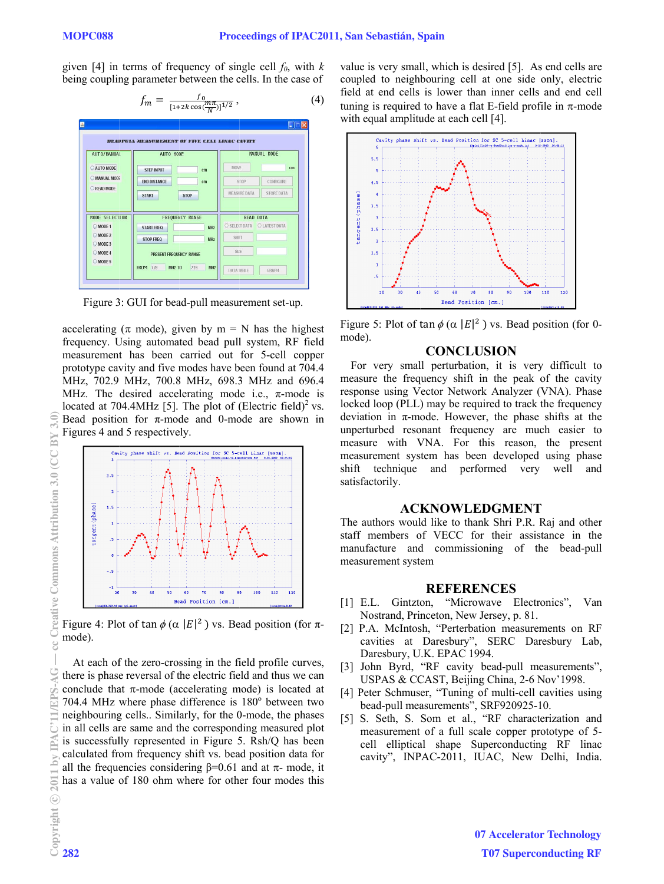given [4] in terms of frequency of single cell $f_0$, with $k$ being coupling parameter between the cells. In the case of

$$f_m = \frac{f_0}{[1+2k\cos(\frac{m\pi}{N})]^{1/2}}, \quad (4)$$

BEADPULL MEASUREMENT OF FIVE CELL LINAC CAVITY

AUTO/MANUAL
AUTO MODE
MANUAL MODE
READ MODE

AUTO MODE
STEP INPUT cm
END DISTANCE cm
START STOP

MANUAL MODE
MOVE cm
STOP CONFIGURE
MEASURE DATA STORE DATA

MODE SELECTION
MODE 1
MODE 2
MODE 3
MODE 4
MODE 5

FREQUENCY RANGE
START FREQ MHz
STOP FREQ MHz
PRESENT FREQUENCY RANGE
FROM 728 MHz TO 729 MHz

READ DATA
SELECT DATA
LATEST DATA
SHIFT
SUB
DATA TABLE GRAPH

Figure 3: GUI for bead-pull measurement set-up.

accelerating ($\pi$ mode), given by m = N has the highest frequency. Using automated bead pull system, RF field measurement has been carried out for 5-cell copper prototype cavity and five modes have been found at 704.4 MHz, 702.9 MHz, 700.8 MHz, 698.3 MHz and 696.4 MHz. The desired accelerating mode i.e., $\pi$-mode is located at 704.4MHz [5]. The plot of (Electric field)$^2$ vs. Bead position for $\pi$-mode and 0-mode are shown in Figures 4 and 5 respectively.

Cavity phase shift vs. Bead Position for SC 5-cell Linac [pi-mode]

tangent (phase)

Bead Position [cm.]

Figure 4: Plot of tan $\phi$ ($\alpha$ $|E|^2$ ) vs. Bead position (for $\pi$-mode).

At each of the zero-crossing in the field profile curves, there is phase reversal of the electric field and thus we can conclude that $\pi$-mode (accelerating mode) is located at 704.4 MHz where phase difference is 180$^o$ between two neighbouring cells.. Similarly, for the 0-mode, the phases in all cells are same and the corresponding measured plot is successfully represented in Figure 5. Rsh/Q has been calculated from frequency shift vs. bead position data for all the frequencies considering $\beta$=0.61 and at $\pi$- mode, it has a value of 180 ohm where for other four modes this value is very small, which is desired [5]. As end cells are coupled to neighbouring cell at one side only, electric field at end cells is lower than inner cells and end cell tuning is required to have a flat E-field profile in $\pi$-mode with equal amplitude at each cell [4].

Cavity phase shift vs. Bead Position for SC 5-cell Linac [zero].

tangent (phase)

Bead Position [cm.]

Figure 5: Plot of tan $\phi$ ($\alpha$ $|E|^2$ ) vs. Bead position (for 0-mode).

## CONCLUSION

For very small perturbation, it is very difficult to measure the frequency shift in the peak of the cavity response using Vector Network Analyzer (VNA). Phase locked loop (PLL) may be required to track the frequency deviation in $\pi$-mode. However, the phase shifts at the unperturbed resonant frequency are much easier to measure with VNA. For this reason, the present measurement system has been developed using phase shift technique and performed very well and satisfactorily.

## ACKNOWLEDGMENT

The authors would like to thank Shri P.R. Raj and other staff members of VECC for their assistance in the manufacture and commissioning of the bead-pull measurement system

## REFERENCES

[1] E.L. Gintzton, "Microwave Electronics", Van Nostrand, Princeton, New Jersey, p. 81.

[2] P.A. McIntosh, "Perterbation measurements on RF cavities at Daresbury", SERC Daresbury Lab, Daresbury, U.K. EPAC 1994.

[3] John Byrd, "RF cavity bead-pull measurements", USPAS & CCAST, Beijing China, 2-6 Nov'1998.

[4] Peter Schmuser, "Tuning of multi-cell cavities using bead-pull measurements", SRF920925-10.

[5] S. Seth, S. Som et al., "RF characterization and measurement of a full scale copper prototype of 5-cell elliptical shape Superconducting RF linac cavity", INPAC-2011, IUAC, New Delhi, India.